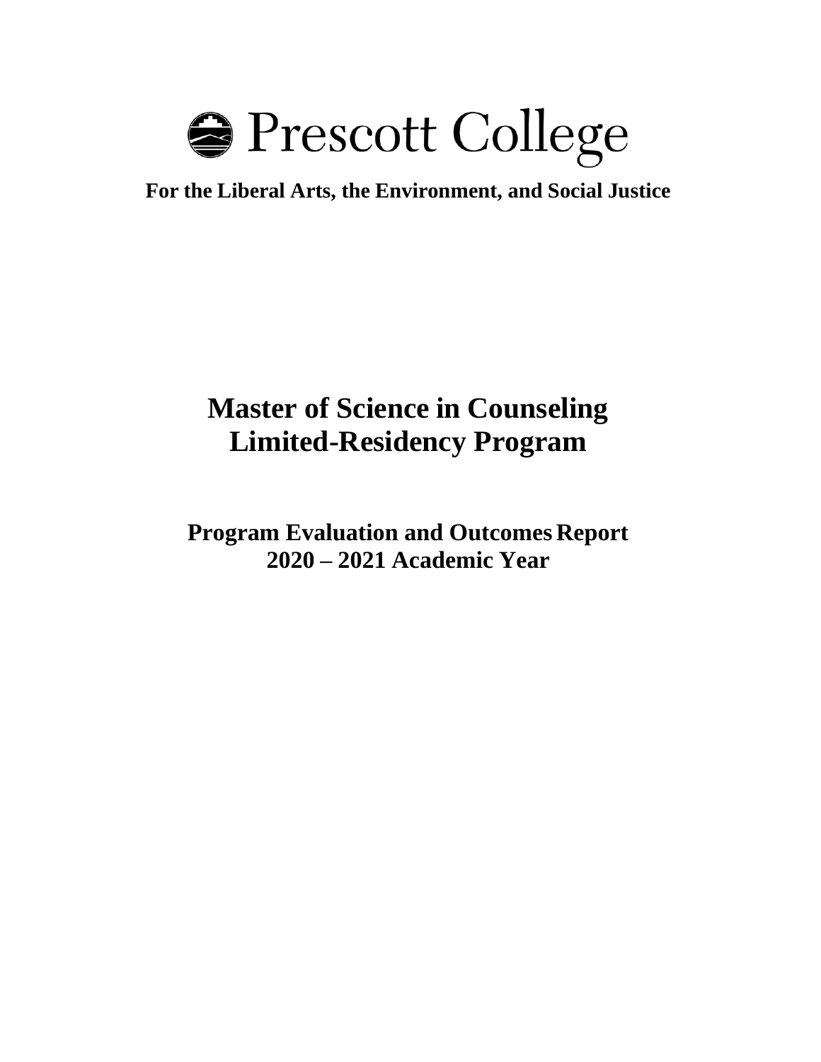# Prescott College

**For the Liberal Arts, the Environment, and Social Justice**

# Master of Science in Counseling Limited-Residency Program

## Program Evaluation and Outcomes Report 2020 – 2021 Academic Year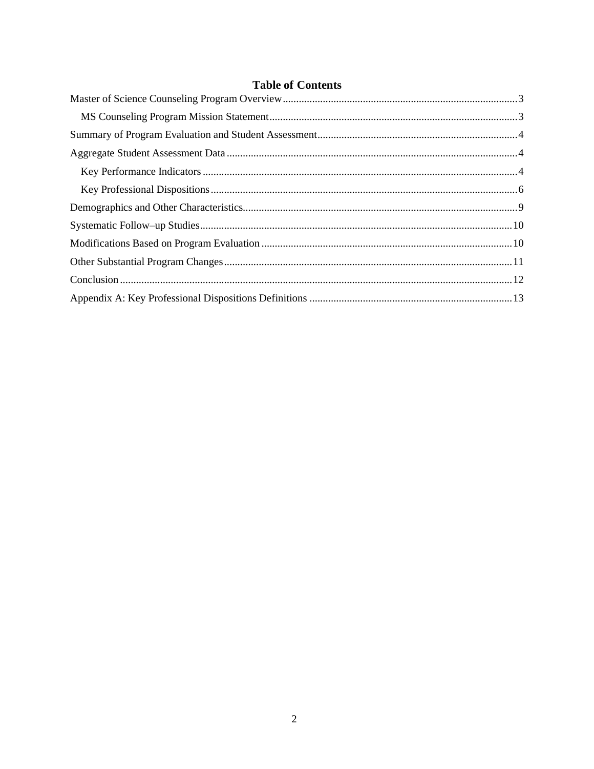**Table of Contents**

Master of Science Counseling Program Overview....................................................................................3

- MS Counseling Program Mission Statement...........................................................................................3

Summary of Program Evaluation and Student Assessment.........................................................................4

Aggregate Student Assessment Data ............................................................................................................4

- Key Performance Indicators ....................................................................................................................4
- Key Professional Dispositions..................................................................................................................6

Demographics and Other Characteristics.....................................................................................................9

Systematic Follow–up Studies....................................................................................................................10

Modifications Based on Program Evaluation .............................................................................................10

Other Substantial Program Changes...........................................................................................................11

Conclusion .................................................................................................................................................12

Appendix A: Key Professional Dispositions Definitions ...........................................................................13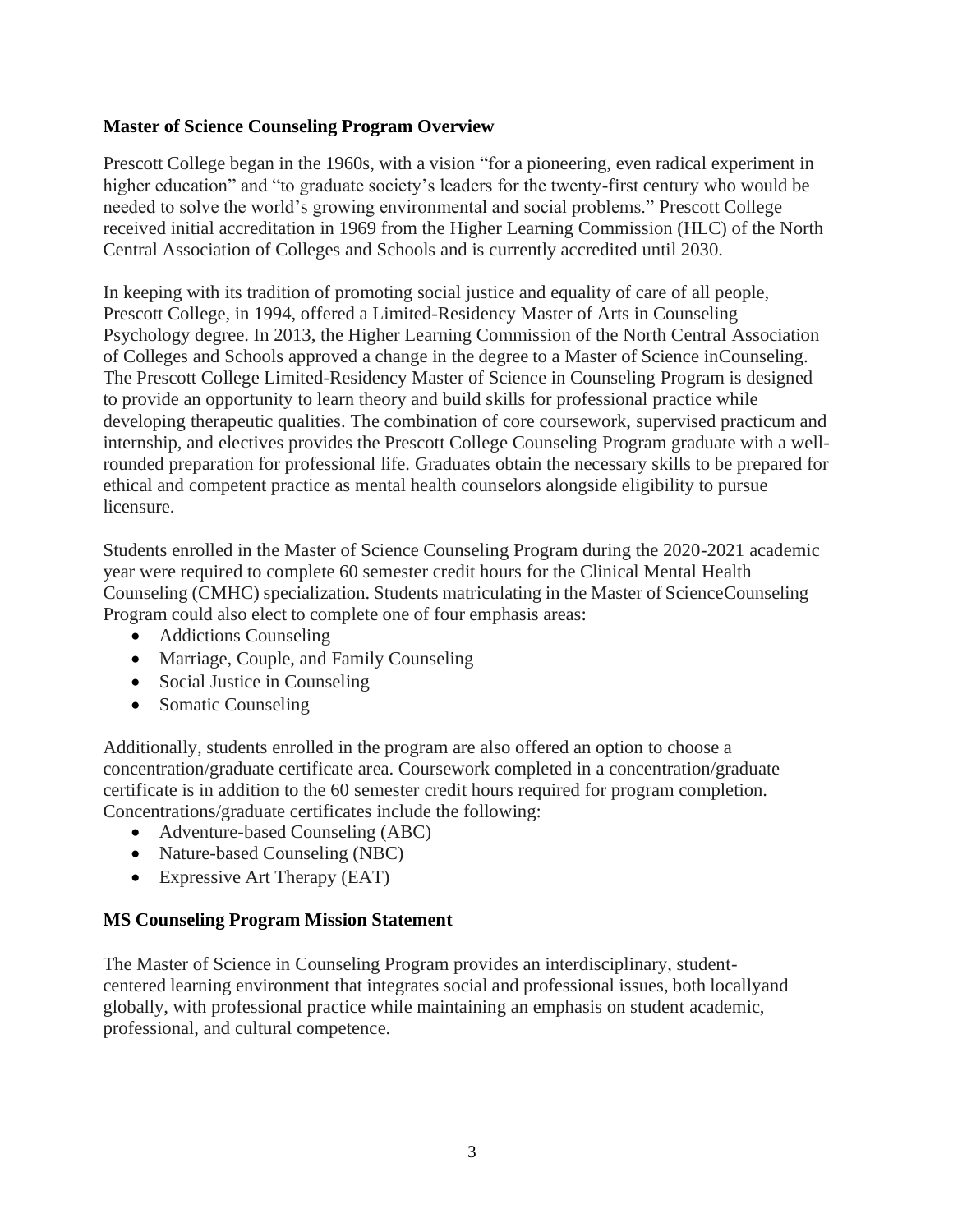**Master of Science Counseling Program Overview**

Prescott College began in the 1960s, with a vision "for a pioneering, even radical experiment in higher education" and "to graduate society's leaders for the twenty-first century who would be needed to solve the world's growing environmental and social problems." Prescott College received initial accreditation in 1969 from the Higher Learning Commission (HLC) of the North Central Association of Colleges and Schools and is currently accredited until 2030.

In keeping with its tradition of promoting social justice and equality of care of all people, Prescott College, in 1994, offered a Limited-Residency Master of Arts in Counseling Psychology degree. In 2013, the Higher Learning Commission of the North Central Association of Colleges and Schools approved a change in the degree to a Master of Science inCounseling. The Prescott College Limited-Residency Master of Science in Counseling Program is designed to provide an opportunity to learn theory and build skills for professional practice while developing therapeutic qualities. The combination of core coursework, supervised practicum and internship, and electives provides the Prescott College Counseling Program graduate with a well-rounded preparation for professional life. Graduates obtain the necessary skills to be prepared for ethical and competent practice as mental health counselors alongside eligibility to pursue licensure.

Students enrolled in the Master of Science Counseling Program during the 2020-2021 academic year were required to complete 60 semester credit hours for the Clinical Mental Health Counseling (CMHC) specialization. Students matriculating in the Master of ScienceCounseling Program could also elect to complete one of four emphasis areas:

- Addictions Counseling
- Marriage, Couple, and Family Counseling
- Social Justice in Counseling
- Somatic Counseling

Additionally, students enrolled in the program are also offered an option to choose a concentration/graduate certificate area. Coursework completed in a concentration/graduate certificate is in addition to the 60 semester credit hours required for program completion. Concentrations/graduate certificates include the following:

- Adventure-based Counseling (ABC)
- Nature-based Counseling (NBC)
- Expressive Art Therapy (EAT)

**MS Counseling Program Mission Statement**

The Master of Science in Counseling Program provides an interdisciplinary, student-centered learning environment that integrates social and professional issues, both locallyand globally, with professional practice while maintaining an emphasis on student academic, professional, and cultural competence.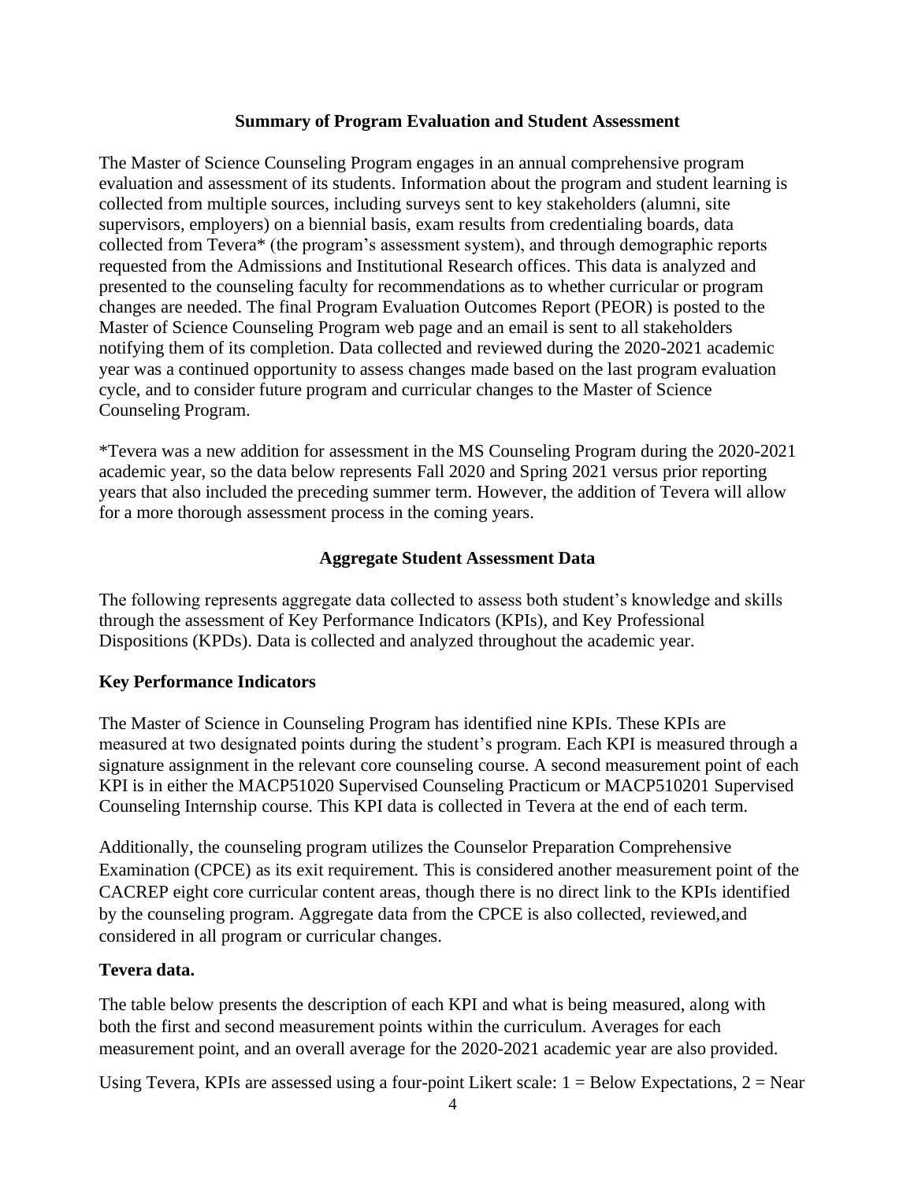## Summary of Program Evaluation and Student Assessment

The Master of Science Counseling Program engages in an annual comprehensive program evaluation and assessment of its students. Information about the program and student learning is collected from multiple sources, including surveys sent to key stakeholders (alumni, site supervisors, employers) on a biennial basis, exam results from credentialing boards, data collected from Tevera* (the program's assessment system), and through demographic reports requested from the Admissions and Institutional Research offices. This data is analyzed and presented to the counseling faculty for recommendations as to whether curricular or program changes are needed. The final Program Evaluation Outcomes Report (PEOR) is posted to the Master of Science Counseling Program web page and an email is sent to all stakeholders notifying them of its completion. Data collected and reviewed during the 2020-2021 academic year was a continued opportunity to assess changes made based on the last program evaluation cycle, and to consider future program and curricular changes to the Master of Science Counseling Program.

*Tevera was a new addition for assessment in the MS Counseling Program during the 2020-2021 academic year, so the data below represents Fall 2020 and Spring 2021 versus prior reporting years that also included the preceding summer term. However, the addition of Tevera will allow for a more thorough assessment process in the coming years.

## Aggregate Student Assessment Data

The following represents aggregate data collected to assess both student's knowledge and skills through the assessment of Key Performance Indicators (KPIs), and Key Professional Dispositions (KPDs). Data is collected and analyzed throughout the academic year.

### Key Performance Indicators

The Master of Science in Counseling Program has identified nine KPIs. These KPIs are measured at two designated points during the student's program. Each KPI is measured through a signature assignment in the relevant core counseling course. A second measurement point of each KPI is in either the MACP51020 Supervised Counseling Practicum or MACP510201 Supervised Counseling Internship course. This KPI data is collected in Tevera at the end of each term.

Additionally, the counseling program utilizes the Counselor Preparation Comprehensive Examination (CPCE) as its exit requirement. This is considered another measurement point of the CACREP eight core curricular content areas, though there is no direct link to the KPIs identified by the counseling program. Aggregate data from the CPCE is also collected, reviewed, and considered in all program or curricular changes.

#### Tevera data.

The table below presents the description of each KPI and what is being measured, along with both the first and second measurement points within the curriculum. Averages for each measurement point, and an overall average for the 2020-2021 academic year are also provided.

Using Tevera, KPIs are assessed using a four-point Likert scale: 1 = Below Expectations, 2 = Near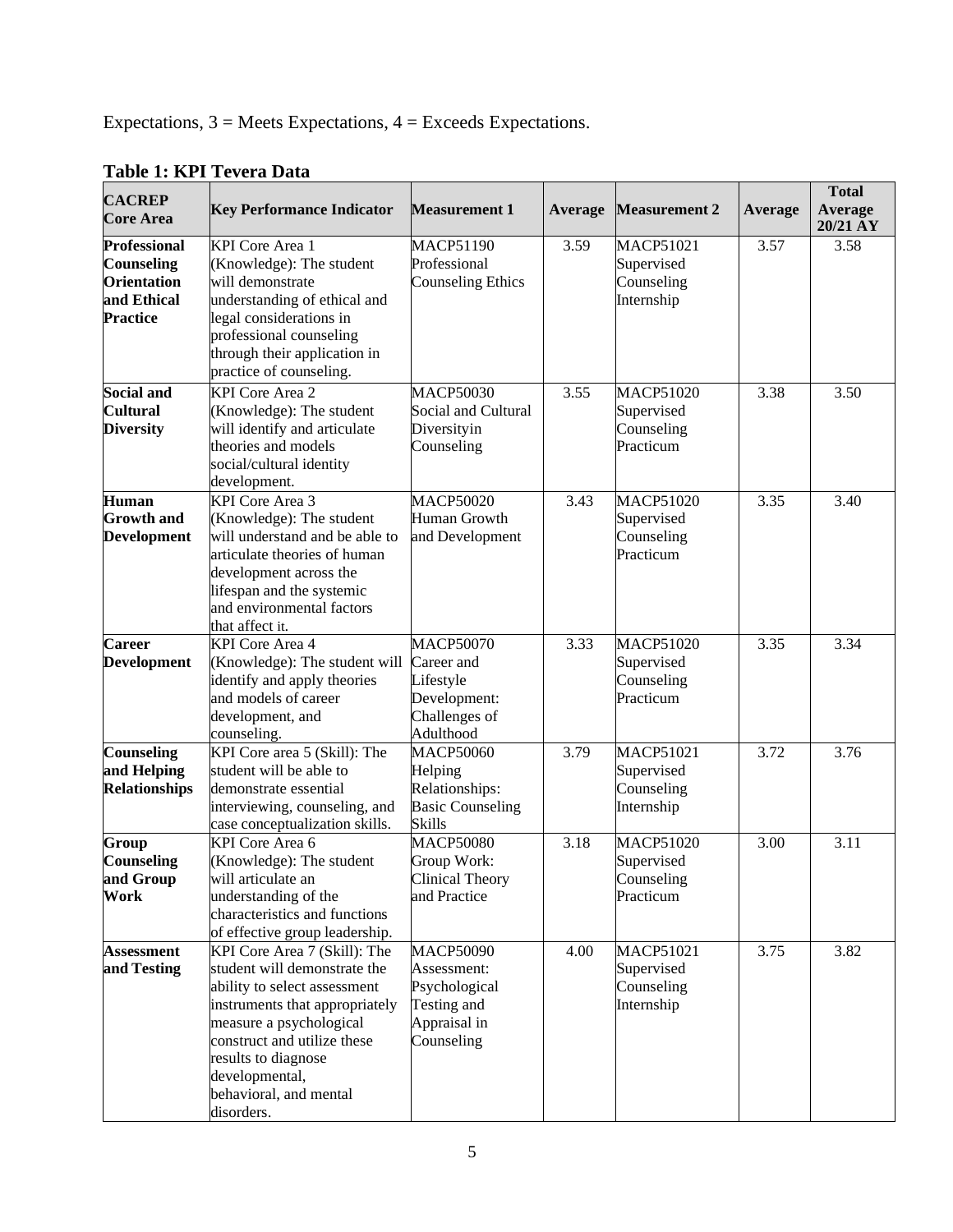Expectations, 3 = Meets Expectations, 4 = Exceeds Expectations.

**Table 1: KPI Tevera Data**

| CACREP Core Area | Key Performance Indicator | Measurement 1 | Average | Measurement 2 | Average | Total Average 20/21 AY |
|---|---|---|---|---|---|---|
| **Professional Counseling Orientation and Ethical Practice** | KPI Core Area 1 (Knowledge): The student will demonstrate understanding of ethical and legal considerations in professional counseling through their application in practice of counseling. | MACP51190 Professional Counseling Ethics | 3.59 | MACP51021 Supervised Counseling Internship | 3.57 | 3.58 |
| **Social and Cultural Diversity** | KPI Core Area 2 (Knowledge): The student will identify and articulate theories and models social/cultural identity development. | MACP50030 Social and Cultural Diversityin Counseling | 3.55 | MACP51020 Supervised Counseling Practicum | 3.38 | 3.50 |
| **Human Growth and Development** | KPI Core Area 3 (Knowledge): The student will understand and be able to articulate theories of human development across the lifespan and the systemic and environmental factors that affect it. | MACP50020 Human Growth and Development | 3.43 | MACP51020 Supervised Counseling Practicum | 3.35 | 3.40 |
| **Career Development** | KPI Core Area 4 (Knowledge): The student will identify and apply theories and models of career development, and counseling. | MACP50070 Career and Lifestyle Development: Challenges of Adulthood | 3.33 | MACP51020 Supervised Counseling Practicum | 3.35 | 3.34 |
| **Counseling and Helping Relationships** | KPI Core area 5 (Skill): The student will be able to demonstrate essential interviewing, counseling, and case conceptualization skills. | MACP50060 Helping Relationships: Basic Counseling Skills | 3.79 | MACP51021 Supervised Counseling Internship | 3.72 | 3.76 |
| **Group Counseling and Group Work** | KPI Core Area 6 (Knowledge): The student will articulate an understanding of the characteristics and functions of effective group leadership. | MACP50080 Group Work: Clinical Theory and Practice | 3.18 | MACP51020 Supervised Counseling Practicum | 3.00 | 3.11 |
| **Assessment and Testing** | KPI Core Area 7 (Skill): The student will demonstrate the ability to select assessment instruments that appropriately measure a psychological construct and utilize these results to diagnose developmental, behavioral, and mental disorders. | MACP50090 Assessment: Psychological Testing and Appraisal in Counseling | 4.00 | MACP51021 Supervised Counseling Internship | 3.75 | 3.82 |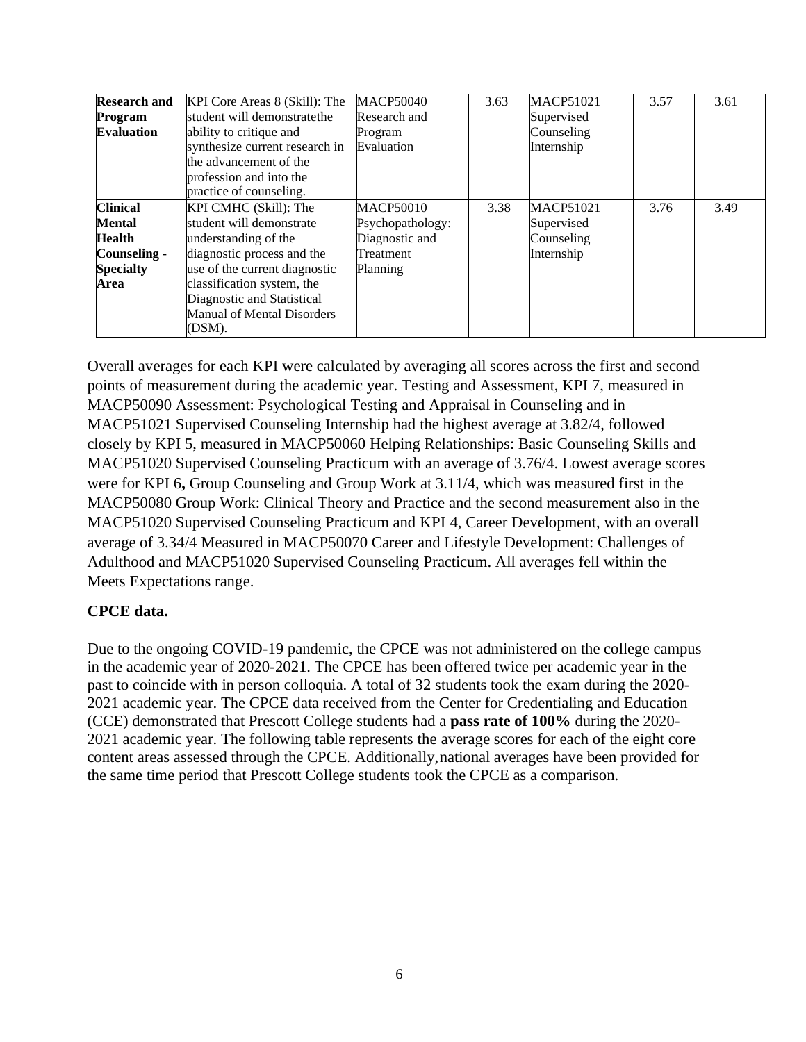| | | | | | | |
|---|---|---|---|---|---|---|
| **Research and Program Evaluation** | KPI Core Areas 8 (Skill): The student will demonstratethe ability to critique and synthesize current research in the advancement of the profession and into the practice of counseling. | MACP50040 Research and Program Evaluation | 3.63 | MACP51021 Supervised Counseling Internship | 3.57 | 3.61 |
| **Clinical Mental Health Counseling - Specialty Area** | KPI CMHC (Skill): The student will demonstrate understanding of the diagnostic process and the use of the current diagnostic classification system, the Diagnostic and Statistical Manual of Mental Disorders (DSM). | MACP50010 Psychopathology: Diagnostic and Treatment Planning | 3.38 | MACP51021 Supervised Counseling Internship | 3.76 | 3.49 |

Overall averages for each KPI were calculated by averaging all scores across the first and second points of measurement during the academic year. Testing and Assessment, KPI 7, measured in MACP50090 Assessment: Psychological Testing and Appraisal in Counseling and in MACP51021 Supervised Counseling Internship had the highest average at 3.82/4, followed closely by KPI 5, measured in MACP50060 Helping Relationships: Basic Counseling Skills and MACP51020 Supervised Counseling Practicum with an average of 3.76/4. Lowest average scores were for KPI 6**,** Group Counseling and Group Work at 3.11/4, which was measured first in the MACP50080 Group Work: Clinical Theory and Practice and the second measurement also in the MACP51020 Supervised Counseling Practicum and KPI 4, Career Development, with an overall average of 3.34/4 Measured in MACP50070 Career and Lifestyle Development: Challenges of Adulthood and MACP51020 Supervised Counseling Practicum. All averages fell within the Meets Expectations range.

**CPCE data.**

Due to the ongoing COVID-19 pandemic, the CPCE was not administered on the college campus in the academic year of 2020-2021. The CPCE has been offered twice per academic year in the past to coincide with in person colloquia. A total of 32 students took the exam during the 2020-2021 academic year. The CPCE data received from the Center for Credentialing and Education (CCE) demonstrated that Prescott College students had a **pass rate of 100%** during the 2020-2021 academic year. The following table represents the average scores for each of the eight core content areas assessed through the CPCE. Additionally,national averages have been provided for the same time period that Prescott College students took the CPCE as a comparison.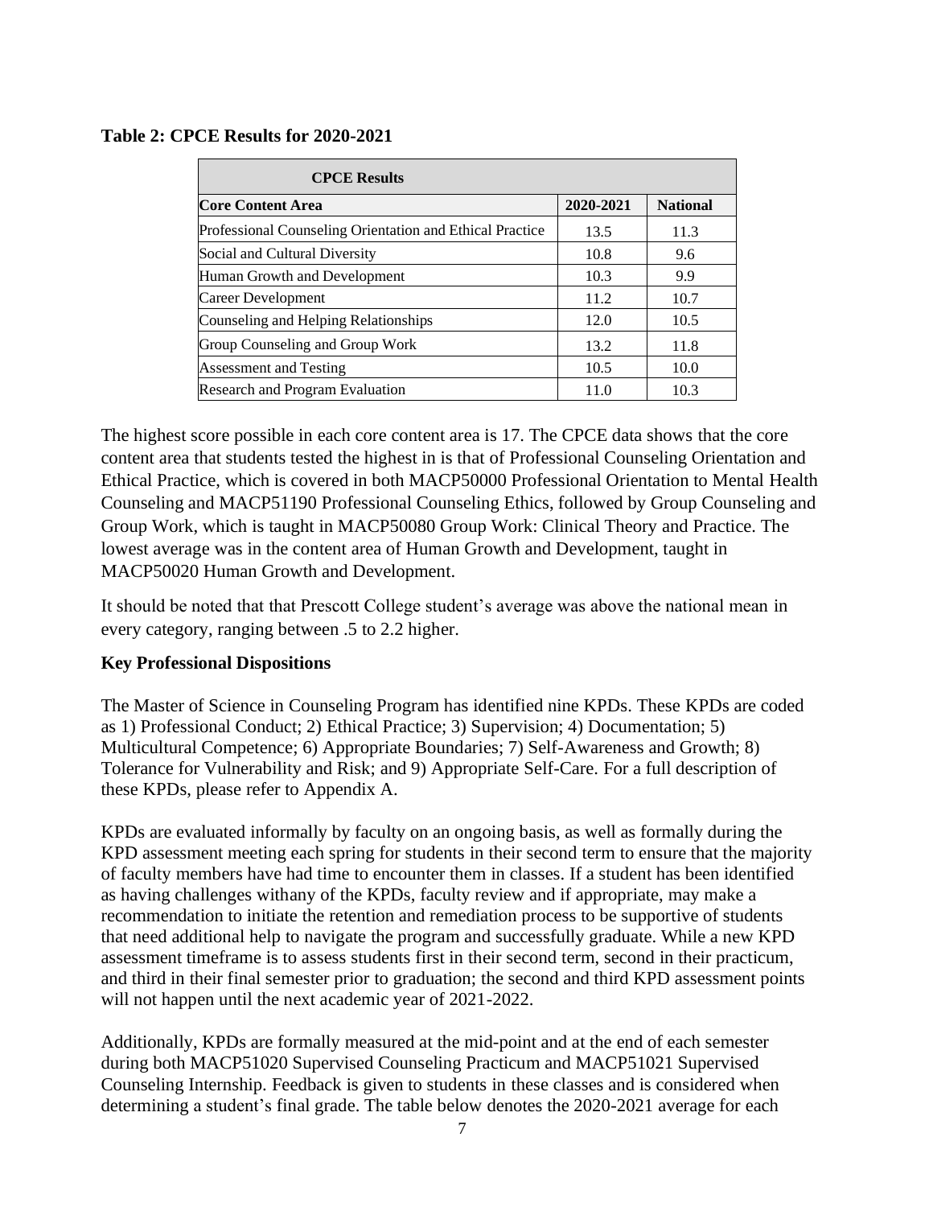**Table 2: CPCE Results for 2020-2021**

| CPCE Results | | |
|---|---|---|
| **Core Content Area** | **2020-2021** | **National** |
| Professional Counseling Orientation and Ethical Practice | 13.5 | 11.3 |
| Social and Cultural Diversity | 10.8 | 9.6 |
| Human Growth and Development | 10.3 | 9.9 |
| Career Development | 11.2 | 10.7 |
| Counseling and Helping Relationships | 12.0 | 10.5 |
| Group Counseling and Group Work | 13.2 | 11.8 |
| Assessment and Testing | 10.5 | 10.0 |
| Research and Program Evaluation | 11.0 | 10.3 |

The highest score possible in each core content area is 17. The CPCE data shows that the core content area that students tested the highest in is that of Professional Counseling Orientation and Ethical Practice, which is covered in both MACP50000 Professional Orientation to Mental Health Counseling and MACP51190 Professional Counseling Ethics, followed by Group Counseling and Group Work, which is taught in MACP50080 Group Work: Clinical Theory and Practice. The lowest average was in the content area of Human Growth and Development, taught in MACP50020 Human Growth and Development.

It should be noted that that Prescott College student's average was above the national mean in every category, ranging between .5 to 2.2 higher.

**Key Professional Dispositions**

The Master of Science in Counseling Program has identified nine KPDs. These KPDs are coded as 1) Professional Conduct; 2) Ethical Practice; 3) Supervision; 4) Documentation; 5) Multicultural Competence; 6) Appropriate Boundaries; 7) Self-Awareness and Growth; 8) Tolerance for Vulnerability and Risk; and 9) Appropriate Self-Care. For a full description of these KPDs, please refer to Appendix A.

KPDs are evaluated informally by faculty on an ongoing basis, as well as formally during the KPD assessment meeting each spring for students in their second term to ensure that the majority of faculty members have had time to encounter them in classes. If a student has been identified as having challenges withany of the KPDs, faculty review and if appropriate, may make a recommendation to initiate the retention and remediation process to be supportive of students that need additional help to navigate the program and successfully graduate. While a new KPD assessment timeframe is to assess students first in their second term, second in their practicum, and third in their final semester prior to graduation; the second and third KPD assessment points will not happen until the next academic year of 2021-2022.

Additionally, KPDs are formally measured at the mid-point and at the end of each semester during both MACP51020 Supervised Counseling Practicum and MACP51021 Supervised Counseling Internship. Feedback is given to students in these classes and is considered when determining a student's final grade. The table below denotes the 2020-2021 average for each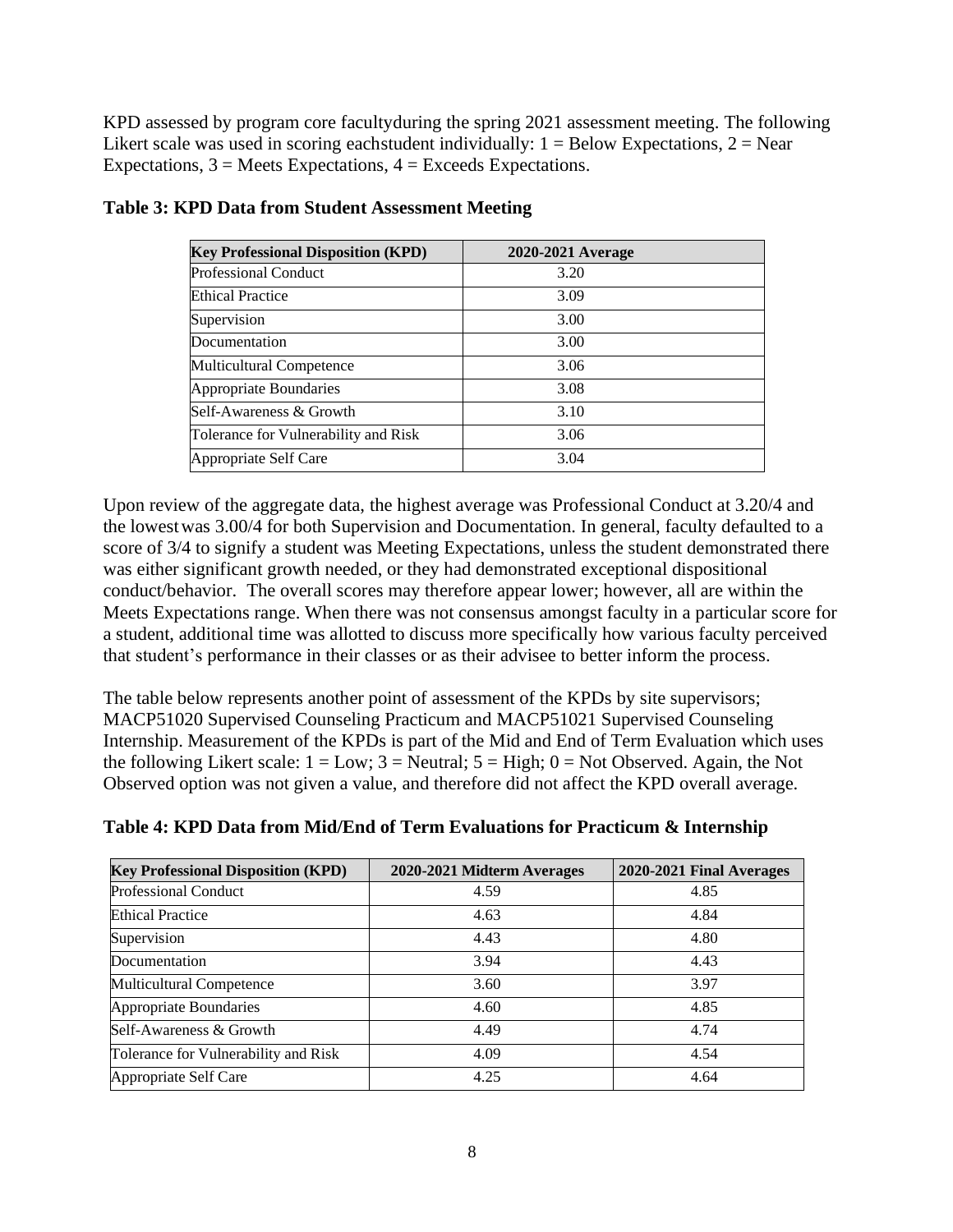KPD assessed by program core facultyduring the spring 2021 assessment meeting. The following Likert scale was used in scoring eachstudent individually: 1 = Below Expectations, 2 = Near Expectations, 3 = Meets Expectations, 4 = Exceeds Expectations.

**Table 3: KPD Data from Student Assessment Meeting**

| Key Professional Disposition (KPD) | 2020-2021 Average |
|---|---|
| Professional Conduct | 3.20 |
| Ethical Practice | 3.09 |
| Supervision | 3.00 |
| Documentation | 3.00 |
| Multicultural Competence | 3.06 |
| Appropriate Boundaries | 3.08 |
| Self-Awareness & Growth | 3.10 |
| Tolerance for Vulnerability and Risk | 3.06 |
| Appropriate Self Care | 3.04 |

Upon review of the aggregate data, the highest average was Professional Conduct at 3.20/4 and the lowest was 3.00/4 for both Supervision and Documentation. In general, faculty defaulted to a score of 3/4 to signify a student was Meeting Expectations, unless the student demonstrated there was either significant growth needed, or they had demonstrated exceptional dispositional conduct/behavior. The overall scores may therefore appear lower; however, all are within the Meets Expectations range. When there was not consensus amongst faculty in a particular score for a student, additional time was allotted to discuss more specifically how various faculty perceived that student's performance in their classes or as their advisee to better inform the process.

The table below represents another point of assessment of the KPDs by site supervisors; MACP51020 Supervised Counseling Practicum and MACP51021 Supervised Counseling Internship. Measurement of the KPDs is part of the Mid and End of Term Evaluation which uses the following Likert scale: 1 = Low; 3 = Neutral; 5 = High; 0 = Not Observed. Again, the Not Observed option was not given a value, and therefore did not affect the KPD overall average.

**Table 4: KPD Data from Mid/End of Term Evaluations for Practicum & Internship**

| Key Professional Disposition (KPD) | 2020-2021 Midterm Averages | 2020-2021 Final Averages |
|---|---|---|
| Professional Conduct | 4.59 | 4.85 |
| Ethical Practice | 4.63 | 4.84 |
| Supervision | 4.43 | 4.80 |
| Documentation | 3.94 | 4.43 |
| Multicultural Competence | 3.60 | 3.97 |
| Appropriate Boundaries | 4.60 | 4.85 |
| Self-Awareness & Growth | 4.49 | 4.74 |
| Tolerance for Vulnerability and Risk | 4.09 | 4.54 |
| Appropriate Self Care | 4.25 | 4.64 |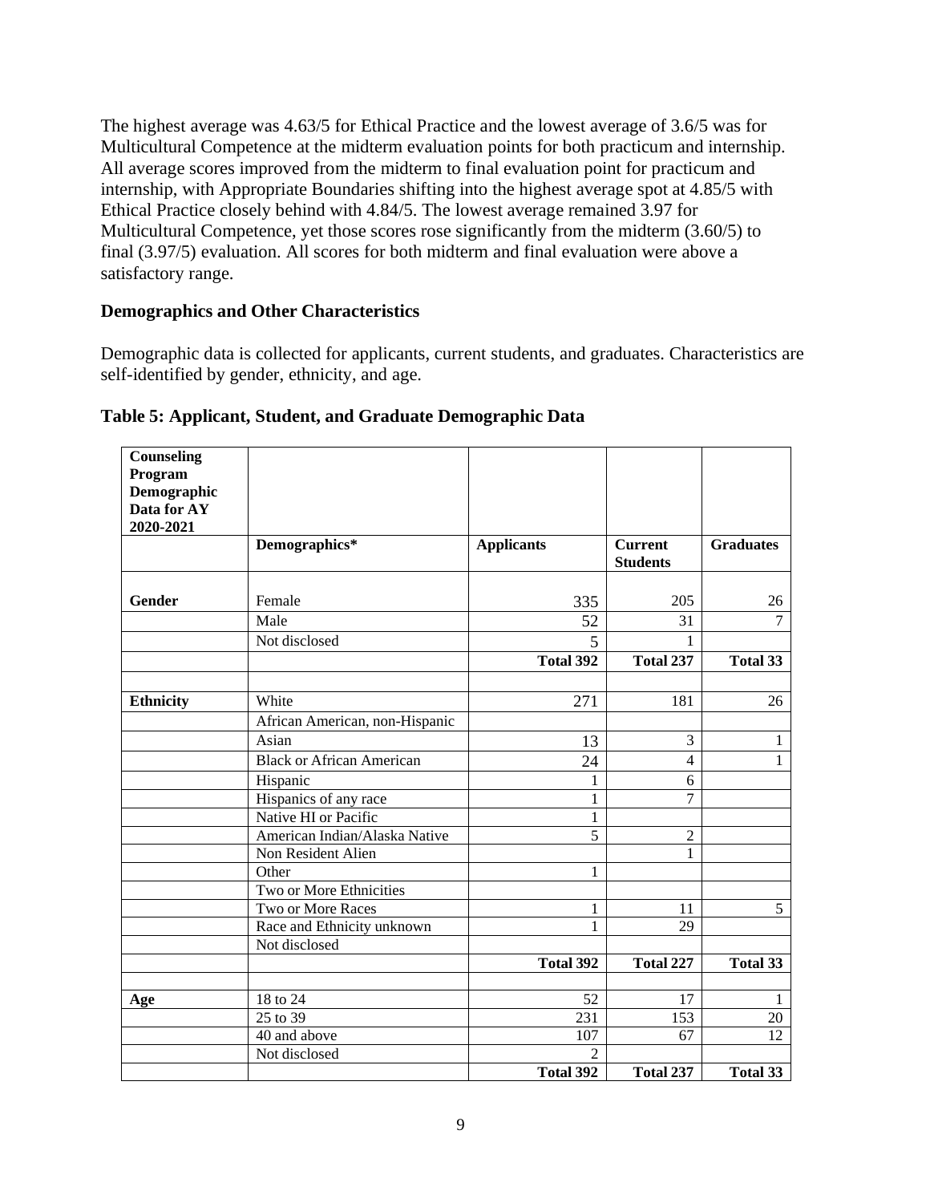The highest average was 4.63/5 for Ethical Practice and the lowest average of 3.6/5 was for Multicultural Competence at the midterm evaluation points for both practicum and internship. All average scores improved from the midterm to final evaluation point for practicum and internship, with Appropriate Boundaries shifting into the highest average spot at 4.85/5 with Ethical Practice closely behind with 4.84/5. The lowest average remained 3.97 for Multicultural Competence, yet those scores rose significantly from the midterm (3.60/5) to final (3.97/5) evaluation. All scores for both midterm and final evaluation were above a satisfactory range.

## Demographics and Other Characteristics

Demographic data is collected for applicants, current students, and graduates. Characteristics are self-identified by gender, ethnicity, and age.

**Table 5: Applicant, Student, and Graduate Demographic Data**

| **Counseling Program Demographic Data for AY 2020-2021** | | | | |
|---|---|---|---|---|
| | **Demographics*** | **Applicants** | **Current Students** | **Graduates** |
| | | | | |
| **Gender** | Female | 335 | 205 | 26 |
| | Male | 52 | 31 | 7 |
| | Not disclosed | 5 | 1 | |
| | | **Total 392** | **Total 237** | **Total 33** |
| | | | | |
| **Ethnicity** | White | 271 | 181 | 26 |
| | African American, non-Hispanic | | | |
| | Asian | 13 | 3 | 1 |
| | Black or African American | 24 | 4 | 1 |
| | Hispanic | 1 | 6 | |
| | Hispanics of any race | 1 | 7 | |
| | Native HI or Pacific | 1 | | |
| | American Indian/Alaska Native | 5 | 2 | |
| | Non Resident Alien | | 1 | |
| | Other | 1 | | |
| | Two or More Ethnicities | | | |
| | Two or More Races | 1 | 11 | 5 |
| | Race and Ethnicity unknown | 1 | 29 | |
| | Not disclosed | | | |
| | | **Total 392** | **Total 227** | **Total 33** |
| | | | | |
| **Age** | 18 to 24 | 52 | 17 | 1 |
| | 25 to 39 | 231 | 153 | 20 |
| | 40 and above | 107 | 67 | 12 |
| | Not disclosed | 2 | | |
| | | **Total 392** | **Total 237** | **Total 33** |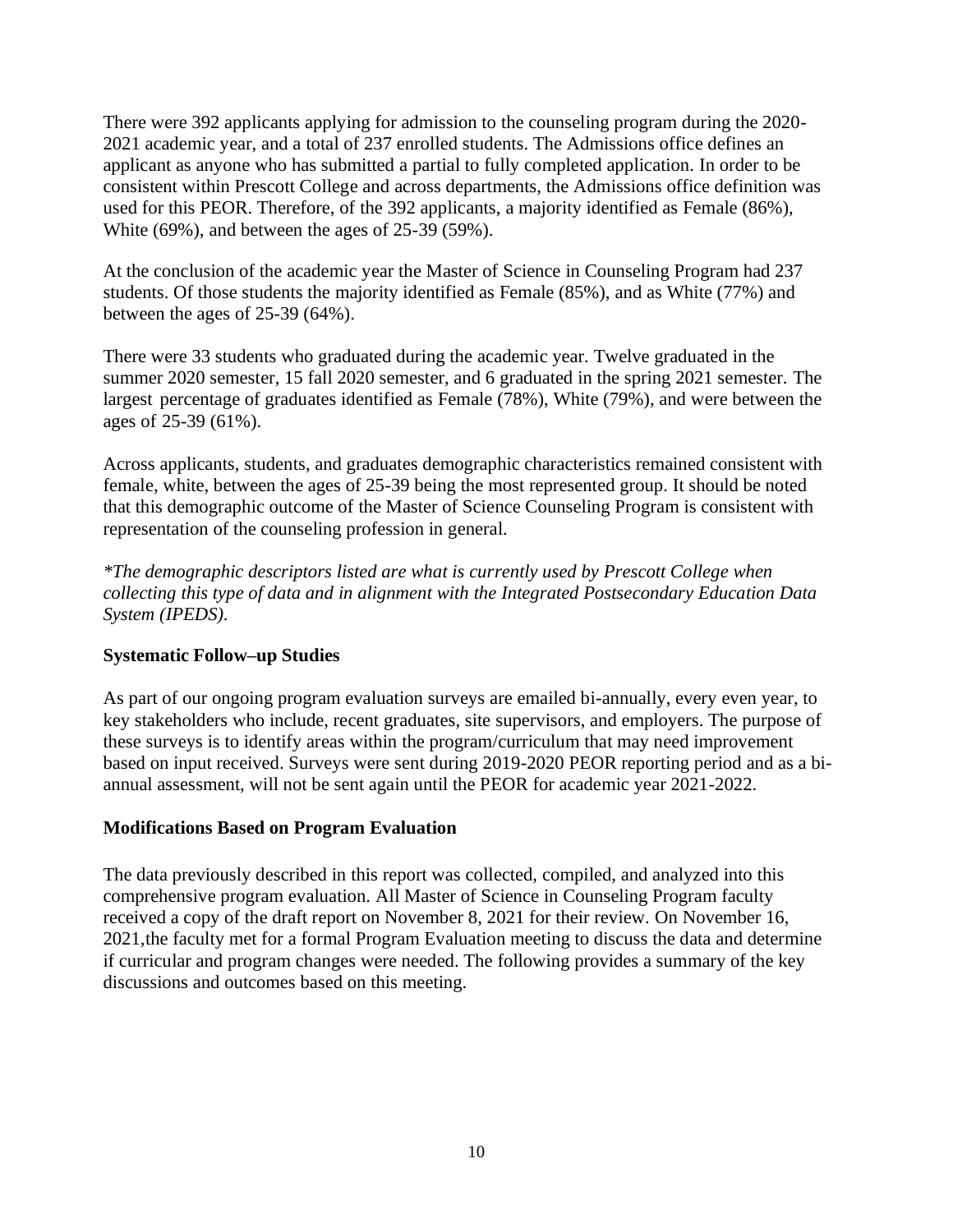There were 392 applicants applying for admission to the counseling program during the 2020-2021 academic year, and a total of 237 enrolled students. The Admissions office defines an applicant as anyone who has submitted a partial to fully completed application. In order to be consistent within Prescott College and across departments, the Admissions office definition was used for this PEOR. Therefore, of the 392 applicants, a majority identified as Female (86%), White (69%), and between the ages of 25-39 (59%).

At the conclusion of the academic year the Master of Science in Counseling Program had 237 students. Of those students the majority identified as Female (85%), and as White (77%) and between the ages of 25-39 (64%).

There were 33 students who graduated during the academic year. Twelve graduated in the summer 2020 semester, 15 fall 2020 semester, and 6 graduated in the spring 2021 semester. The largest percentage of graduates identified as Female (78%), White (79%), and were between the ages of 25-39 (61%).

Across applicants, students, and graduates demographic characteristics remained consistent with female, white, between the ages of 25-39 being the most represented group. It should be noted that this demographic outcome of the Master of Science Counseling Program is consistent with representation of the counseling profession in general.

*\*The demographic descriptors listed are what is currently used by Prescott College when collecting this type of data and in alignment with the Integrated Postsecondary Education Data System (IPEDS).*

**Systematic Follow–up Studies**

As part of our ongoing program evaluation surveys are emailed bi-annually, every even year, to key stakeholders who include, recent graduates, site supervisors, and employers. The purpose of these surveys is to identify areas within the program/curriculum that may need improvement based on input received. Surveys were sent during 2019-2020 PEOR reporting period and as a bi-annual assessment, will not be sent again until the PEOR for academic year 2021-2022.

**Modifications Based on Program Evaluation**

The data previously described in this report was collected, compiled, and analyzed into this comprehensive program evaluation. All Master of Science in Counseling Program faculty received a copy of the draft report on November 8, 2021 for their review. On November 16, 2021,the faculty met for a formal Program Evaluation meeting to discuss the data and determine if curricular and program changes were needed. The following provides a summary of the key discussions and outcomes based on this meeting.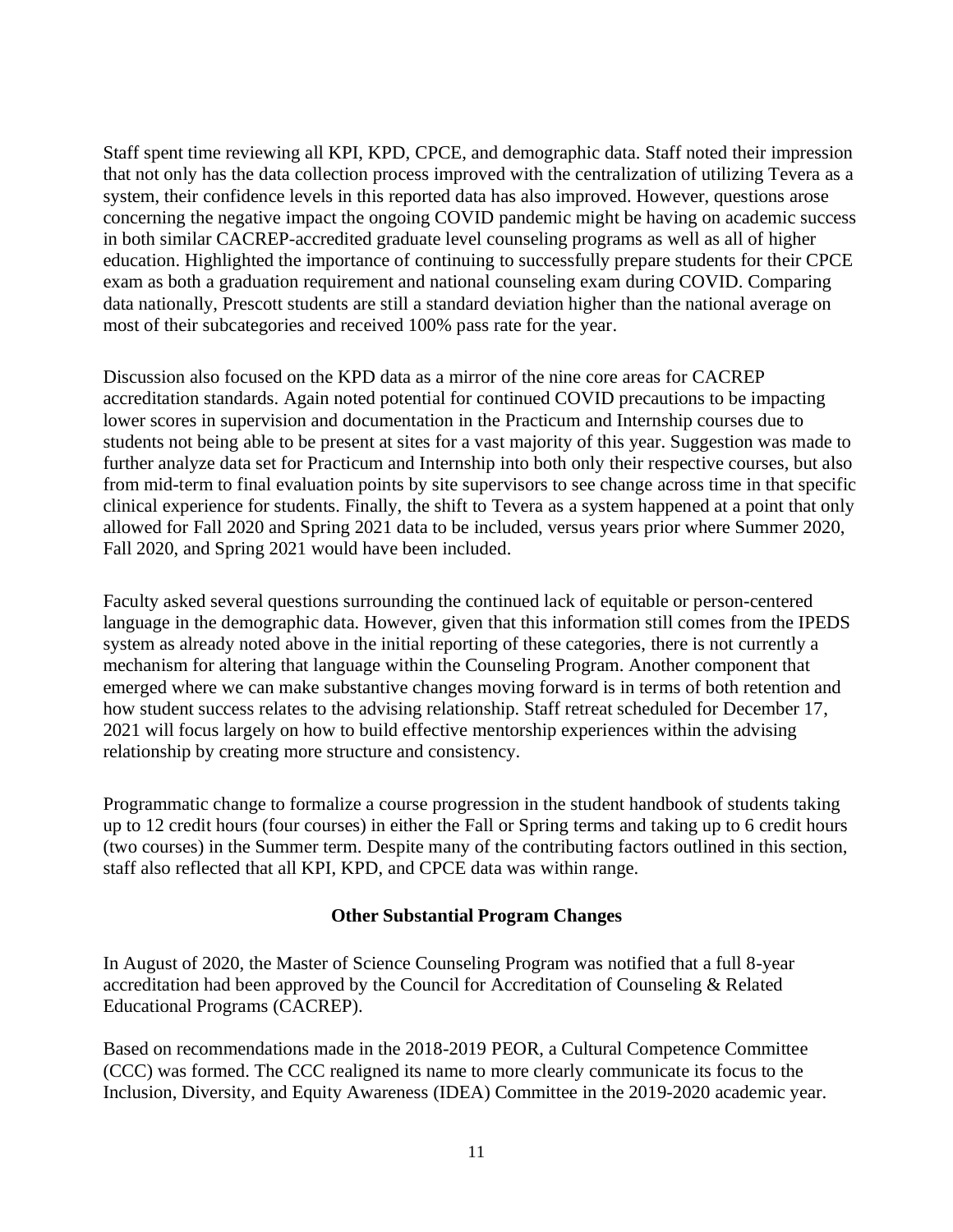Staff spent time reviewing all KPI, KPD, CPCE, and demographic data. Staff noted their impression that not only has the data collection process improved with the centralization of utilizing Tevera as a system, their confidence levels in this reported data has also improved. However, questions arose concerning the negative impact the ongoing COVID pandemic might be having on academic success in both similar CACREP-accredited graduate level counseling programs as well as all of higher education. Highlighted the importance of continuing to successfully prepare students for their CPCE exam as both a graduation requirement and national counseling exam during COVID. Comparing data nationally, Prescott students are still a standard deviation higher than the national average on most of their subcategories and received 100% pass rate for the year.

Discussion also focused on the KPD data as a mirror of the nine core areas for CACREP accreditation standards. Again noted potential for continued COVID precautions to be impacting lower scores in supervision and documentation in the Practicum and Internship courses due to students not being able to be present at sites for a vast majority of this year. Suggestion was made to further analyze data set for Practicum and Internship into both only their respective courses, but also from mid-term to final evaluation points by site supervisors to see change across time in that specific clinical experience for students. Finally, the shift to Tevera as a system happened at a point that only allowed for Fall 2020 and Spring 2021 data to be included, versus years prior where Summer 2020, Fall 2020, and Spring 2021 would have been included.

Faculty asked several questions surrounding the continued lack of equitable or person-centered language in the demographic data. However, given that this information still comes from the IPEDS system as already noted above in the initial reporting of these categories, there is not currently a mechanism for altering that language within the Counseling Program. Another component that emerged where we can make substantive changes moving forward is in terms of both retention and how student success relates to the advising relationship. Staff retreat scheduled for December 17, 2021 will focus largely on how to build effective mentorship experiences within the advising relationship by creating more structure and consistency.

Programmatic change to formalize a course progression in the student handbook of students taking up to 12 credit hours (four courses) in either the Fall or Spring terms and taking up to 6 credit hours (two courses) in the Summer term. Despite many of the contributing factors outlined in this section, staff also reflected that all KPI, KPD, and CPCE data was within range.

**Other Substantial Program Changes**

In August of 2020, the Master of Science Counseling Program was notified that a full 8-year accreditation had been approved by the Council for Accreditation of Counseling & Related Educational Programs (CACREP).

Based on recommendations made in the 2018-2019 PEOR, a Cultural Competence Committee (CCC) was formed. The CCC realigned its name to more clearly communicate its focus to the Inclusion, Diversity, and Equity Awareness (IDEA) Committee in the 2019-2020 academic year.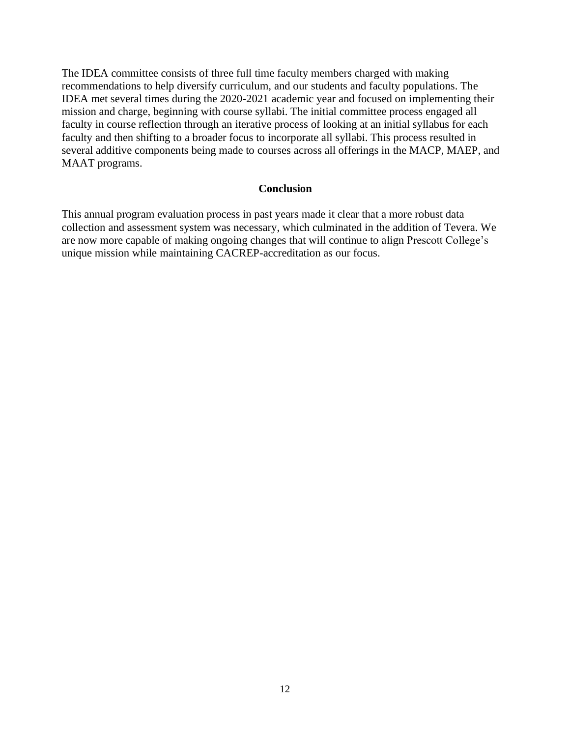The IDEA committee consists of three full time faculty members charged with making recommendations to help diversify curriculum, and our students and faculty populations. The IDEA met several times during the 2020-2021 academic year and focused on implementing their mission and charge, beginning with course syllabi. The initial committee process engaged all faculty in course reflection through an iterative process of looking at an initial syllabus for each faculty and then shifting to a broader focus to incorporate all syllabi. This process resulted in several additive components being made to courses across all offerings in the MACP, MAEP, and MAAT programs.

## Conclusion

This annual program evaluation process in past years made it clear that a more robust data collection and assessment system was necessary, which culminated in the addition of Tevera. We are now more capable of making ongoing changes that will continue to align Prescott College's unique mission while maintaining CACREP-accreditation as our focus.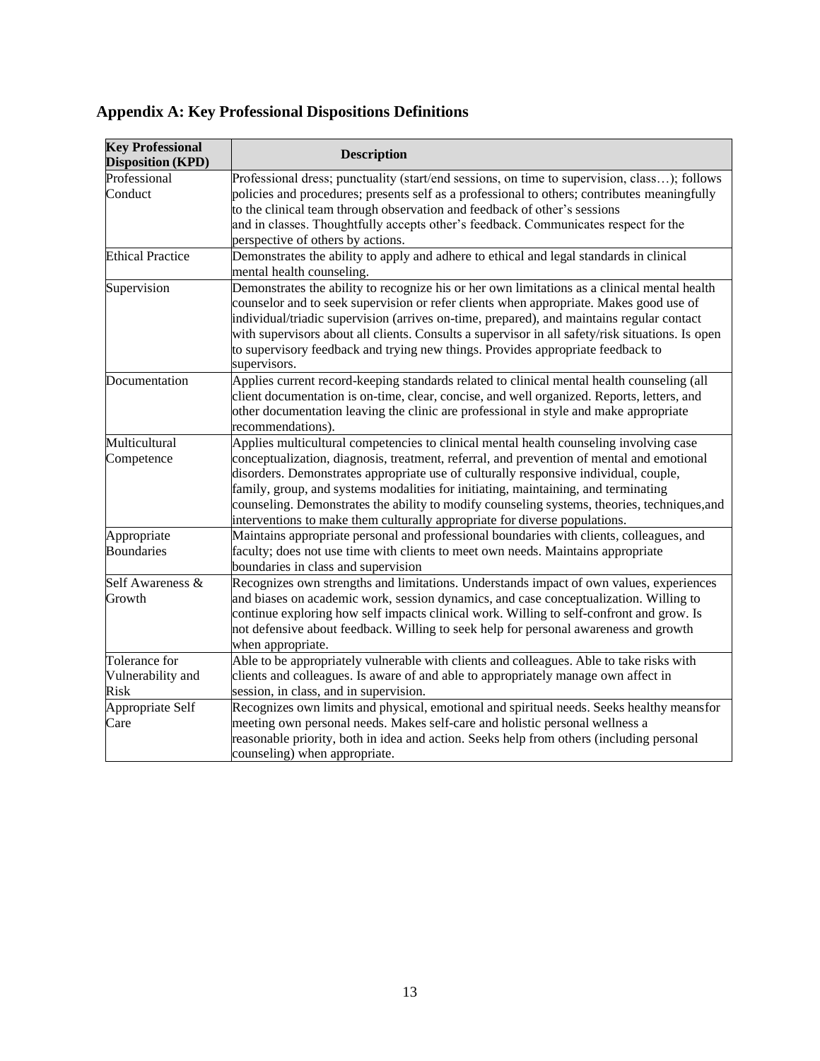## Appendix A: Key Professional Dispositions Definitions

| Key Professional Disposition (KPD) | Description |
|---|---|
| Professional Conduct | Professional dress; punctuality (start/end sessions, on time to supervision, class…); follows policies and procedures; presents self as a professional to others; contributes meaningfully to the clinical team through observation and feedback of other's sessions and in classes. Thoughtfully accepts other's feedback. Communicates respect for the perspective of others by actions. |
| Ethical Practice | Demonstrates the ability to apply and adhere to ethical and legal standards in clinical mental health counseling. |
| Supervision | Demonstrates the ability to recognize his or her own limitations as a clinical mental health counselor and to seek supervision or refer clients when appropriate. Makes good use of individual/triadic supervision (arrives on-time, prepared), and maintains regular contact with supervisors about all clients. Consults a supervisor in all safety/risk situations. Is open to supervisory feedback and trying new things. Provides appropriate feedback to supervisors. |
| Documentation | Applies current record-keeping standards related to clinical mental health counseling (all client documentation is on-time, clear, concise, and well organized. Reports, letters, and other documentation leaving the clinic are professional in style and make appropriate recommendations). |
| Multicultural Competence | Applies multicultural competencies to clinical mental health counseling involving case conceptualization, diagnosis, treatment, referral, and prevention of mental and emotional disorders. Demonstrates appropriate use of culturally responsive individual, couple, family, group, and systems modalities for initiating, maintaining, and terminating counseling. Demonstrates the ability to modify counseling systems, theories, techniques,and interventions to make them culturally appropriate for diverse populations. |
| Appropriate Boundaries | Maintains appropriate personal and professional boundaries with clients, colleagues, and faculty; does not use time with clients to meet own needs. Maintains appropriate boundaries in class and supervision |
| Self Awareness & Growth | Recognizes own strengths and limitations. Understands impact of own values, experiences and biases on academic work, session dynamics, and case conceptualization. Willing to continue exploring how self impacts clinical work. Willing to self-confront and grow. Is not defensive about feedback. Willing to seek help for personal awareness and growth when appropriate. |
| Tolerance for Vulnerability and Risk | Able to be appropriately vulnerable with clients and colleagues. Able to take risks with clients and colleagues. Is aware of and able to appropriately manage own affect in session, in class, and in supervision. |
| Appropriate Self Care | Recognizes own limits and physical, emotional and spiritual needs. Seeks healthy meansfor meeting own personal needs. Makes self-care and holistic personal wellness a reasonable priority, both in idea and action. Seeks help from others (including personal counseling) when appropriate. |